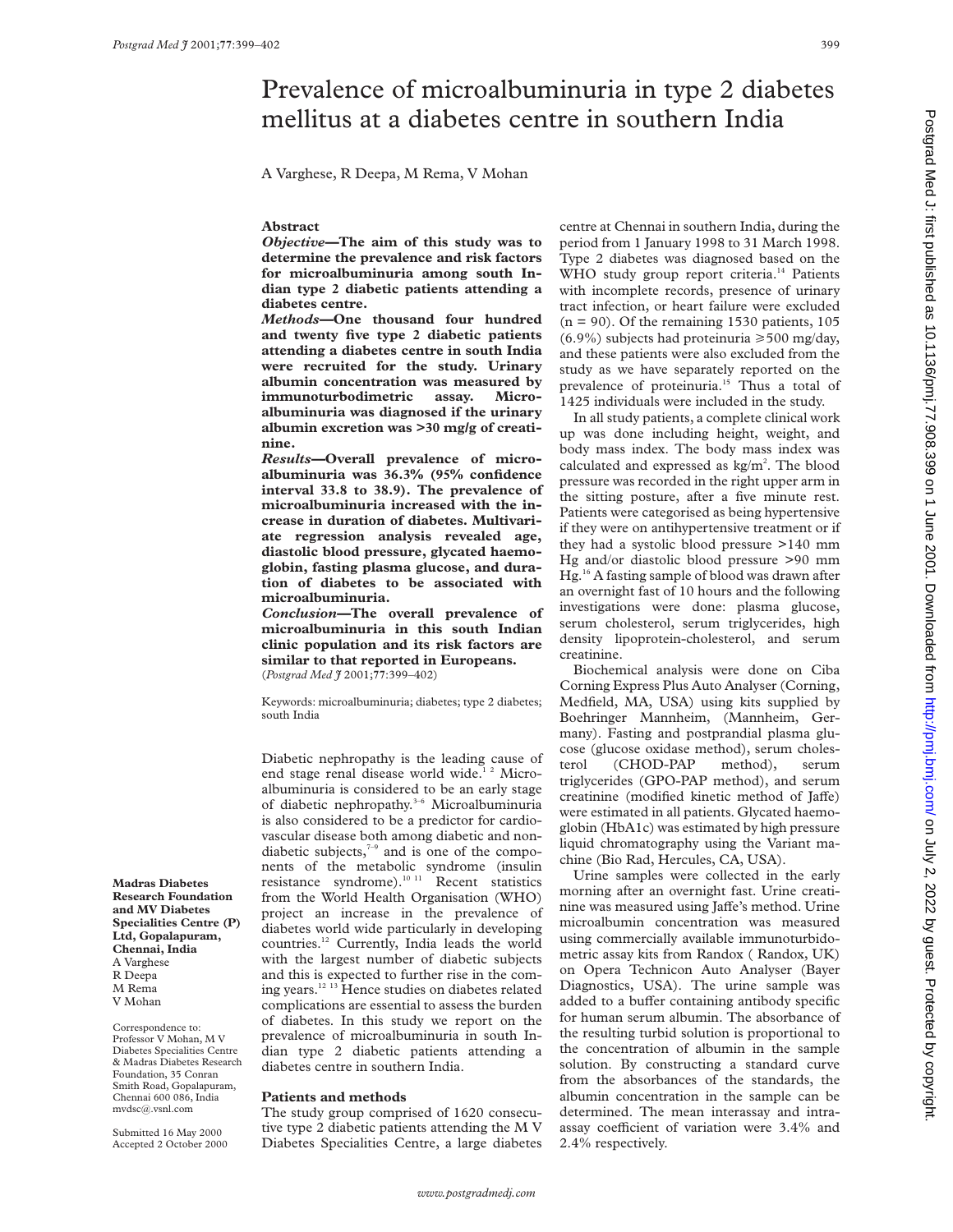# Prevalence of microalbuminuria in type 2 diabetes mellitus at a diabetes centre in southern India

A Varghese, R Deepa, M Rema, V Mohan

## Abstract

***Objective*—The aim of this study was to determine the prevalence and risk factors for microalbuminuria among south Indian type 2 diabetic patients attending a diabetes centre.**

***Methods*—One thousand four hundred and twenty five type 2 diabetic patients attending a diabetes centre in south India were recruited for the study. Urinary albumin concentration was measured by immunoturbodimetric assay. Microalbuminuria was diagnosed if the urinary albumin excretion was >30 mg/g of creatinine.**

***Results*—Overall prevalence of microalbuminuria was 36.3% (95% confidence interval 33.8 to 38.9). The prevalence of microalbuminuria increased with the increase in duration of diabetes. Multivariate regression analysis revealed age, diastolic blood pressure, glycated haemoglobin, fasting plasma glucose, and duration of diabetes to be associated with microalbuminuria.**

***Conclusion*—The overall prevalence of microalbuminuria in this south Indian clinic population and its risk factors are similar to that reported in Europeans.**

(*Postgrad Med J* 2001;77:399–402)

Keywords: microalbuminuria; diabetes; type 2 diabetes; south India

Diabetic nephropathy is the leading cause of end stage renal disease world wide.[1 2] Microalbuminuria is considered to be an early stage of diabetic nephropathy.[3–6] Microalbuminuria is also considered to be a predictor for cardiovascular disease both among diabetic and non-diabetic subjects,[7–9] and is one of the components of the metabolic syndrome (insulin resistance syndrome).[10 11] Recent statistics from the World Health Organisation (WHO) project an increase in the prevalence of diabetes world wide particularly in developing countries.[12] Currently, India leads the world with the largest number of diabetic subjects and this is expected to further rise in the coming years.[12 13] Hence studies on diabetes related complications are essential to assess the burden of diabetes. In this study we report on the prevalence of microalbuminuria in south Indian type 2 diabetic patients attending a diabetes centre in southern India.

## Patients and methods

The study group comprised of 1620 consecutive type 2 diabetic patients attending the M V Diabetes Specialities Centre, a large diabetes centre at Chennai in southern India, during the period from 1 January 1998 to 31 March 1998. Type 2 diabetes was diagnosed based on the WHO study group report criteria.[14] Patients with incomplete records, presence of urinary tract infection, or heart failure were excluded (n = 90). Of the remaining 1530 patients, 105 (6.9%) subjects had proteinuria ⩾500 mg/day, and these patients were also excluded from the study as we have separately reported on the prevalence of proteinuria.[15] Thus a total of 1425 individuals were included in the study.

In all study patients, a complete clinical work up was done including height, weight, and body mass index. The body mass index was calculated and expressed as $kg/m^2$. The blood pressure was recorded in the right upper arm in the sitting posture, after a five minute rest. Patients were categorised as being hypertensive if they were on antihypertensive treatment or if they had a systolic blood pressure >140 mm Hg and/or diastolic blood pressure >90 mm Hg.[16] A fasting sample of blood was drawn after an overnight fast of 10 hours and the following investigations were done: plasma glucose, serum cholesterol, serum triglycerides, high density lipoprotein-cholesterol, and serum creatinine.

Biochemical analysis were done on Ciba Corning Express Plus Auto Analyser (Corning, Medfield, MA, USA) using kits supplied by Boehringer Mannheim, (Mannheim, Germany). Fasting and postprandial plasma glucose (glucose oxidase method), serum cholesterol (CHOD-PAP method), serum triglycerides (GPO-PAP method), and serum creatinine (modified kinetic method of Jaffe) were estimated in all patients. Glycated haemoglobin (HbA1c) was estimated by high pressure liquid chromatography using the Variant machine (Bio Rad, Hercules, CA, USA).

Urine samples were collected in the early morning after an overnight fast. Urine creatinine was measured using Jaffe's method. Urine microalbumin concentration was measured using commercially available immunoturbidometric assay kits from Randox ( Randox, UK) on Opera Technicon Auto Analyser (Bayer Diagnostics, USA). The urine sample was added to a buffer containing antibody specific for human serum albumin. The absorbance of the resulting turbid solution is proportional to the concentration of albumin in the sample solution. By constructing a standard curve from the absorbances of the standards, the albumin concentration in the sample can be determined. The mean interassay and intra-assay coefficient of variation were 3.4% and 2.4% respectively.

**Madras Diabetes Research Foundation and MV Diabetes Specialities Centre (P) Ltd, Gopalapuram, Chennai, India**
A Varghese
R Deepa
M Rema
V Mohan

Correspondence to: Professor V Mohan, M V Diabetes Specialities Centre & Madras Diabetes Research Foundation, 35 Conran Smith Road, Gopalapuram, Chennai 600 086, India
mvdsc@.vsnl.com

Submitted 16 May 2000
Accepted 2 October 2000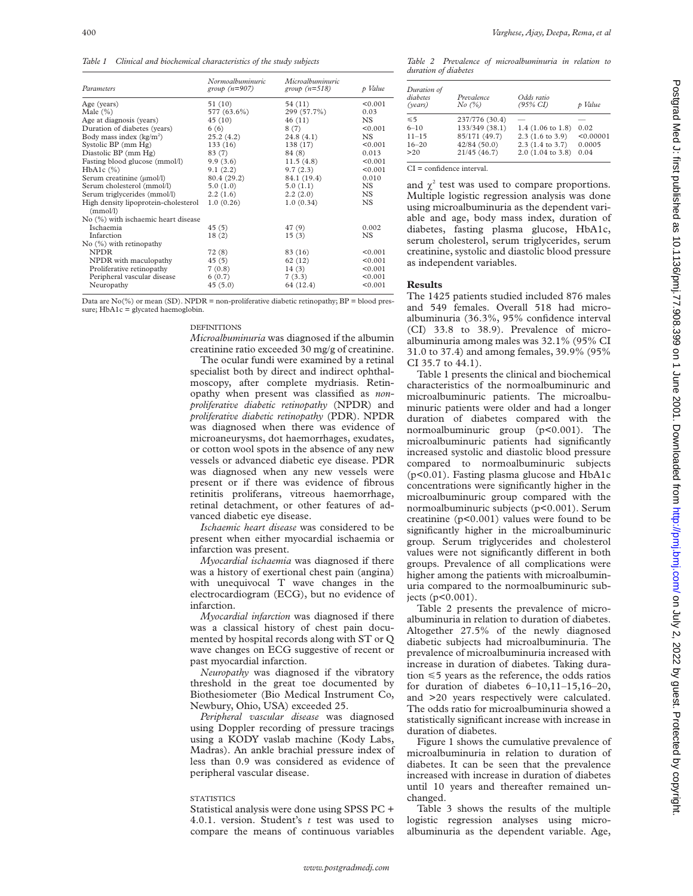*Table 1 Clinical and biochemical characteristics of the study subjects*

| Parameters | Normoalbuminuric group (n=907) | Microalbuminuric group (n=518) | p Value |
|---|---|---|---|
| Age (years) | 51 (10) | 54 (11) | <0.001 |
| Male (%) | 577 (63.6%) | 299 (57.7%) | 0.03 |
| Age at diagnosis (years) | 45 (10) | 46 (11) | NS |
| Duration of diabetes (years) | 6 (6) | 8 (7) | <0.001 |
| Body mass index (kg/m$^2$) | 25.2 (4.2) | 24.8 (4.1) | NS |
| Systolic BP (mm Hg) | 133 (16) | 138 (17) | <0.001 |
| Diastolic BP (mm Hg) | 83 (7) | 84 (8) | 0.013 |
| Fasting blood glucose (mmol/l) | 9.9 (3.6) | 11.5 (4.8) | <0.001 |
| HbA1c (%) | 9.1 (2.2) | 9.7 (2.3) | <0.001 |
| Serum creatinine (µmol/l) | 80.4 (29.2) | 84.1 (19.4) | 0.010 |
| Serum cholesterol (mmol/l) | 5.0 (1.0) | 5.0 (1.1) | NS |
| Serum triglycerides (mmol/l) | 2.2 (1.6) | 2.2 (2.0) | NS |
| High density lipoprotein-cholesterol (mmol/l) | 1.0 (0.26) | 1.0 (0.34) | NS |
| No (%) with ischaemic heart disease | | | |
| Ischaemia | 45 (5) | 47 (9) | 0.002 |
| Infarction | 18 (2) | 15 (3) | NS |
| No (%) with retinopathy | | | |
| NPDR | 72 (8) | 83 (16) | <0.001 |
| NPDR with maculopathy | 45 (5) | 62 (12) | <0.001 |
| Proliferative retinopathy | 7 (0.8) | 14 (3) | <0.001 |
| Peripheral vascular disease | 6 (0.7) | 7 (3.3) | <0.001 |
| Neuropathy | 45 (5.0) | 64 (12.4) | <0.001 |

Data are No(%) or mean (SD). NPDR = non-proliferative diabetic retinopathy; BP = blood pressure; HbA1c = glycated haemoglobin.

#### DEFINITIONS

*Microalbuminuria* was diagnosed if the albumin creatinine ratio exceeded 30 mg/g of creatinine.

The ocular fundi were examined by a retinal specialist both by direct and indirect ophthalmoscopy, after complete mydriasis. Retinopathy when present was classified as *non-proliferative diabetic retinopathy* (NPDR) and *proliferative diabetic retinopathy* (PDR). NPDR was diagnosed when there was evidence of microaneurysms, dot haemorrhages, exudates, or cotton wool spots in the absence of any new vessels or advanced diabetic eye disease. PDR was diagnosed when any new vessels were present or if there was evidence of fibrous retinitis proliferans, vitreous haemorrhage, retinal detachment, or other features of advanced diabetic eye disease.

*Ischaemic heart disease* was considered to be present when either myocardial ischaemia or infarction was present.

*Myocardial ischaemia* was diagnosed if there was a history of exertional chest pain (angina) with unequivocal T wave changes in the electrocardiogram (ECG), but no evidence of infarction.

*Myocardial infarction* was diagnosed if there was a classical history of chest pain documented by hospital records along with ST or Q wave changes on ECG suggestive of recent or past myocardial infarction.

*Neuropathy* was diagnosed if the vibratory threshold in the great toe documented by Biothesiometer (Bio Medical Instrument Co, Newbury, Ohio, USA) exceeded 25.

*Peripheral vascular disease* was diagnosed using Doppler recording of pressure tracings using a KODY vaslab machine (Kody Labs, Madras). An ankle brachial pressure index of less than 0.9 was considered as evidence of peripheral vascular disease.

#### STATISTICS

Statistical analysis were done using SPSS PC + 4.0.1. version. Student's *t* test was used to compare the means of continuous variables and $\chi^2$ test was used to compare proportions. Multiple logistic regression analysis was done using microalbuminuria as the dependent variable and age, body mass index, duration of diabetes, fasting plasma glucose, HbA1c, serum cholesterol, serum triglycerides, serum creatinine, systolic and diastolic blood pressure as independent variables.

*Table 2 Prevalence of microalbuminuria in relation to duration of diabetes*

| Duration of diabetes (years) | Prevalence No (%) | Odds ratio (95% CI) | p Value |
|---|---|---|---|
| ≤5 | 237/776 (30.4) | — | — |
| 6–10 | 133/349 (38.1) | 1.4 (1.06 to 1.8) | 0.02 |
| 11–15 | 85/171 (49.7) | 2.3 (1.6 to 3.9) | <0.00001 |
| 16–20 | 42/84 (50.0) | 2.3 (1.4 to 3.7) | 0.0005 |
| >20 | 21/45 (46.7) | 2.0 (1.04 to 3.8) | 0.04 |

CI = confidence interval.

## Results

The 1425 patients studied included 876 males and 549 females. Overall 518 had microalbuminuria (36.3%, 95% confidence interval (CI) 33.8 to 38.9). Prevalence of microalbuminuria among males was 32.1% (95% CI 31.0 to 37.4) and among females, 39.9% (95% CI 35.7 to 44.1).

Table 1 presents the clinical and biochemical characteristics of the normoalbuminuric and microalbuminuric patients. The microalbuminuric patients were older and had a longer duration of diabetes compared with the normoalbuminuric group ($p<0.001$). The microalbuminuric patients had significantly increased systolic and diastolic blood pressure compared to normoalbuminuric subjects ($p<0.01$). Fasting plasma glucose and HbA1c concentrations were significantly higher in the microalbuminuric group compared with the normoalbuminuric subjects ($p<0.001$). Serum creatinine ($p<0.001$) values were found to be significantly higher in the microalbuminuric group. Serum triglycerides and cholesterol values were not significantly different in both groups. Prevalence of all complications were higher among the patients with microalbuminuria compared to the normoalbuminuric subjects ($p<0.001$).

Table 2 presents the prevalence of microalbuminuria in relation to duration of diabetes. Altogether 27.5% of the newly diagnosed diabetic subjects had microalbuminuria. The prevalence of microalbuminuria increased with increase in duration of diabetes. Taking duration ≤5 years as the reference, the odds ratios for duration of diabetes 6–10,11–15,16–20, and >20 years respectively were calculated. The odds ratio for microalbuminuria showed a statistically significant increase with increase in duration of diabetes.

Figure 1 shows the cumulative prevalence of microalbuminuria in relation to duration of diabetes. It can be seen that the prevalence increased with increase in duration of diabetes until 10 years and thereafter remained unchanged.

Table 3 shows the results of the multiple logistic regression analyses using microalbuminuria as the dependent variable. Age,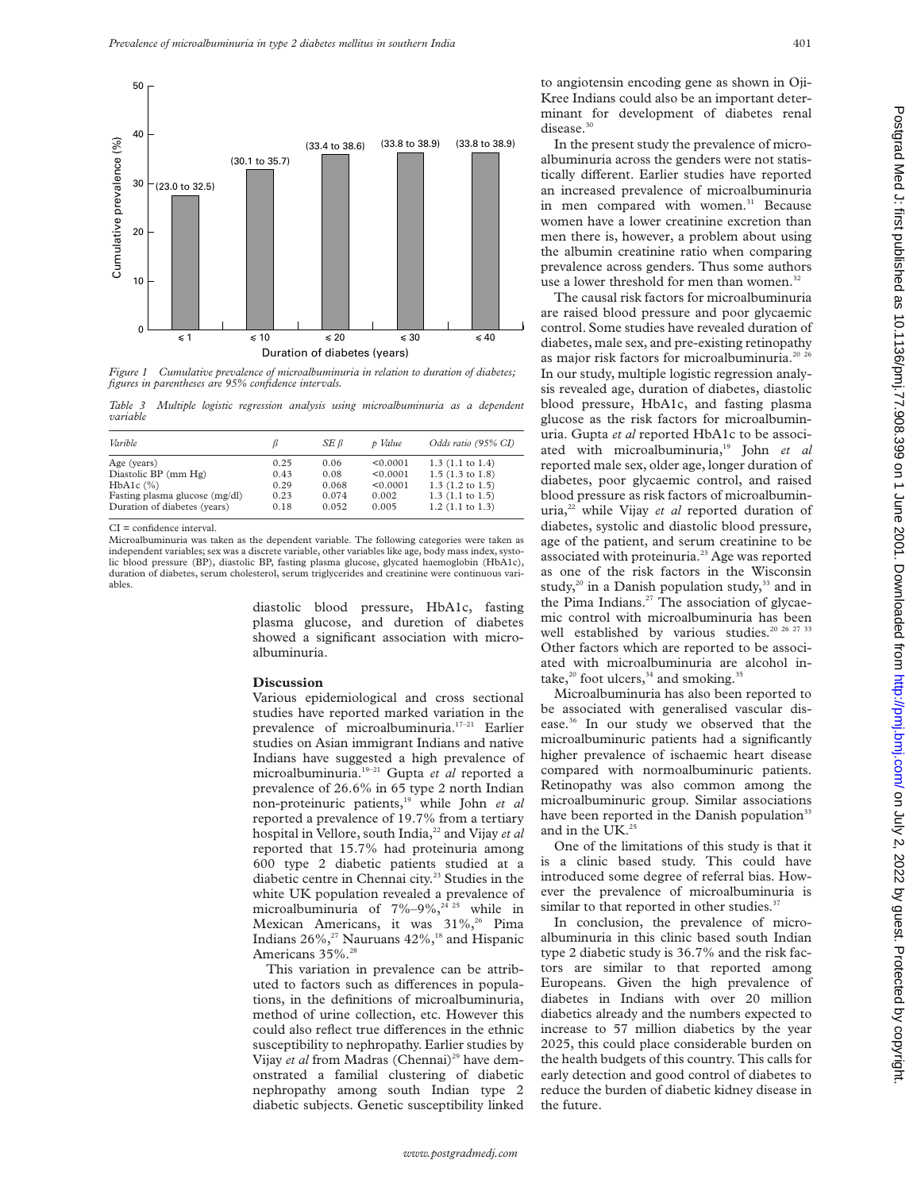Figure 1 Cumulative prevalence of microalbuminuria in relation to duration of diabetes; figures in parentheses are 95% confidence intervals.

Table 3 Multiple logistic regression analysis using microalbuminuria as a dependent variable

| Varible | β | SE β | p Value | Odds ratio (95% CI) |
|---|---|---|---|---|
| Age (years) | 0.25 | 0.06 | <0.0001 | 1.3 (1.1 to 1.4) |
| Diastolic BP (mm Hg) | 0.43 | 0.08 | <0.0001 | 1.5 (1.3 to 1.8) |
| HbA1c (%) | 0.29 | 0.068 | <0.0001 | 1.3 (1.2 to 1.5) |
| Fasting plasma glucose (mg/dl) | 0.23 | 0.074 | 0.002 | 1.3 (1.1 to 1.5) |
| Duration of diabetes (years) | 0.18 | 0.052 | 0.005 | 1.2 (1.1 to 1.3) |

CI = confidence interval.
Microalbuminuria was taken as the dependent variable. The following categories were taken as independent variables; sex was a discrete variable, other variables like age, body mass index, systolic blood pressure (BP), diastolic BP, fasting plasma glucose, glycated haemoglobin (HbA1c), duration of diabetes, serum cholesterol, serum triglycerides and creatinine were continuous variables.

diastolic blood pressure, HbA1c, fasting plasma glucose, and duretion of diabetes showed a significant association with microalbuminuria.

## Discussion

Various epidemiological and cross sectional studies have reported marked variation in the prevalence of microalbuminuria.[17–21] Earlier studies on Asian immigrant Indians and native Indians have suggested a high prevalence of microalbuminuria.[19–21] Gupta *et al* reported a prevalence of 26.6% in 65 type 2 north Indian non-proteinuric patients,[19] while John *et al* reported a prevalence of 19.7% from a tertiary hospital in Vellore, south India,[22] and Vijay *et al* reported that 15.7% had proteinuria among 600 type 2 diabetic patients studied at a diabetic centre in Chennai city.[23] Studies in the white UK population revealed a prevalence of microalbuminuria of 7%–9%,[24 25] while in Mexican Americans, it was 31%,[26] Pima Indians 26%,[27] Nauruans 42%,[18] and Hispanic Americans 35%.[28]

This variation in prevalence can be attributed to factors such as differences in populations, in the definitions of microalbuminuria, method of urine collection, etc. However this could also reflect true differences in the ethnic susceptibility to nephropathy. Earlier studies by Vijay *et al* from Madras (Chennai)[29] have demonstrated a familial clustering of diabetic nephropathy among south Indian type 2 diabetic subjects. Genetic susceptibility linked to angiotensin encoding gene as shown in Oji-Kree Indians could also be an important determinant for development of diabetes renal disease.[30]

In the present study the prevalence of microalbuminuria across the genders were not statistically different. Earlier studies have reported an increased prevalence of microalbuminuria in men compared with women.[31] Because women have a lower creatinine excretion than men there is, however, a problem about using the albumin creatinine ratio when comparing prevalence across genders. Thus some authors use a lower threshold for men than women.[32]

The causal risk factors for microalbuminuria are raised blood pressure and poor glycaemic control. Some studies have revealed duration of diabetes, male sex, and pre-existing retinopathy as major risk factors for microalbuminuria.[20 26] In our study, multiple logistic regression analysis revealed age, duration of diabetes, diastolic blood pressure, HbA1c, and fasting plasma glucose as the risk factors for microalbuminuria. Gupta *et al* reported HbA1c to be associated with microalbuminuria,[19] John *et al* reported male sex, older age, longer duration of diabetes, poor glycaemic control, and raised blood pressure as risk factors of microalbuminuria,[22] while Vijay *et al* reported duration of diabetes, systolic and diastolic blood pressure, age of the patient, and serum creatinine to be associated with proteinuria.[23] Age was reported as one of the risk factors in the Wisconsin study,[20] in a Danish population study,[33] and in the Pima Indians.[27] The association of glycaemic control with microalbuminuria has been well established by various studies.[20 26 27 33] Other factors which are reported to be associated with microalbuminuria are alcohol intake,[20] foot ulcers,[34] and smoking.[35]

Microalbuminuria has also been reported to be associated with generalised vascular disease.[36] In our study we observed that the microalbuminuric patients had a significantly higher prevalence of ischaemic heart disease compared with normoalbuminuric patients. Retinopathy was also common among the microalbuminuric group. Similar associations have been reported in the Danish population[33] and in the UK.[25]

One of the limitations of this study is that it is a clinic based study. This could have introduced some degree of referral bias. However the prevalence of microalbuminuria is similar to that reported in other studies.[37]

In conclusion, the prevalence of microalbuminuria in this clinic based south Indian type 2 diabetic study is 36.7% and the risk factors are similar to that reported among Europeans. Given the high prevalence of diabetes in Indians with over 20 million diabetics already and the numbers expected to increase to 57 million diabetics by the year 2025, this could place considerable burden on the health budgets of this country. This calls for early detection and good control of diabetes to reduce the burden of diabetic kidney disease in the future.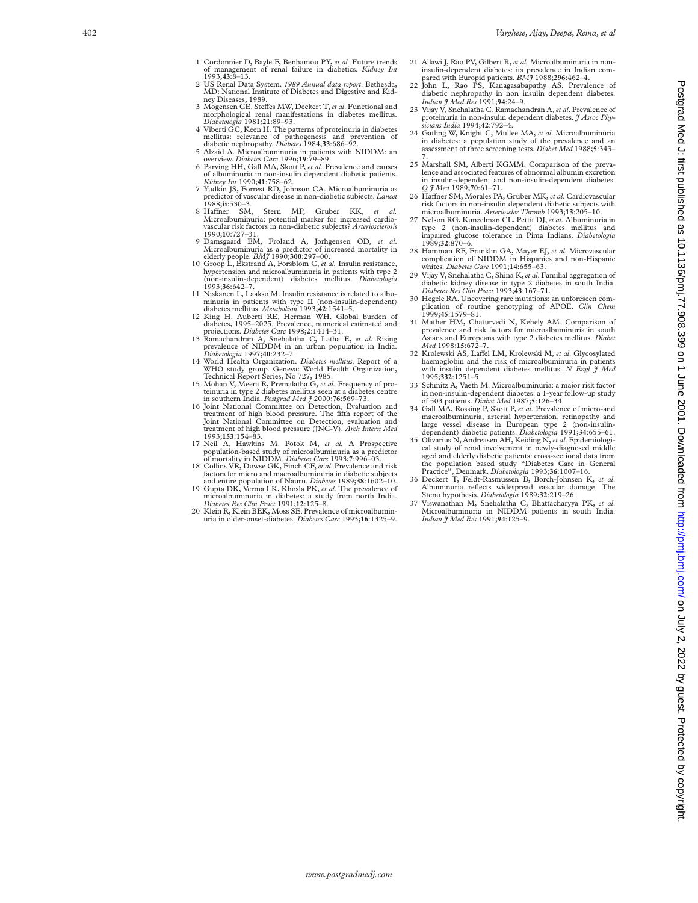1 Cordonnier D, Bayle F, Benhamou PY, *et al.* Future trends of management of renal failure in diabetics. *Kidney Int* 1993;**43**:8–13.
2 US Renal Data System. *1989 Annual data report*. Bethesda, MD: National Institute of Diabetes and Digestive and Kidney Diseases, 1989.
3 Mogensen CE, Steffes MW, Deckert T, *et al*. Functional and morphological renal manifestations in diabetes mellitus. *Diabetologia* 1981;**21**:89–93.
4 Viberti GC, Keen H. The patterns of proteinuria in diabetes mellitus: relevance of pathogenesis and prevention of diabetic nephropathy. *Diabetes* 1984;**33**:686–92.
5 Alzaid A. Microalbuminuria in patients with NIDDM: an overview. *Diabetes Care* 1996;**19**:79–89.
6 Parving HH, Gall MA, Skott P, *et al.* Prevalence and causes of albuminuria in non-insulin dependent diabetic patients. *Kidney Int* 1990;**41**:758–62.
7 Yudkin JS, Forrest RD, Johnson CA. Microalbuminuria as predictor of vascular disease in non-diabetic subjects. *Lancet* 1988;**ii**:530–3.
8 Haffner SM, Stern MP, Gruber KK, *et al.* Microalbuminuria: potential marker for increased cardiovascular risk factors in non-diabetic subjects? *Arteriosclerosis* 1990;**10**:727–31.
9 Damsgaard EM, Froland A, Jorhgensen OD, *et al*. Microalbuminuria as a predictor of increased mortality in elderly people. *BMJ* 1990;**300**:297–00.
10 Groop L, Ekstrand A, Forsblom C, *et al.* Insulin resistance, hypertension and microalbuminuria in patients with type 2 (non-insulin-dependent) diabetes mellitus. *Diabetologia* 1993;**36**:642–7.
11 Niskanen L, Laakso M. Insulin resistance is related to albuminuria in patients with type II (non-insulin-dependent) diabetes mellitus. *Metabolism* 1993;**42**:1541–5.
12 King H, Auberti RE, Herman WH. Global burden of diabetes, 1995–2025. Prevalence, numerical estimated and projections. *Diabetes Care* 1998;**2**:1414–31.
13 Ramachandran A, Snehalatha C, Latha E, *et al*. Rising prevalence of NIDDM in an urban population in India. *Diabetologia* 1997;**40**:232–7.
14 World Health Organization. *Diabetes mellitus*. Report of a WHO study group. Geneva: World Health Organization, Technical Report Series, No 727, 1985.
15 Mohan V, Meera R, Premalatha G, *et al.* Frequency of proteinuria in type 2 diabetes mellitus seen at a diabetes centre in southern India. *Postgrad Med J* 2000;**76**:569–73.
16 Joint National Committee on Detection, Evaluation and treatment of high blood pressure. The fifth report of the Joint National Committee on Detection, evaluation and treatment of high blood pressure (JNC-V). *Arch Intern Med* 1993;**153**:154–83.
17 Neil A, Hawkins M, Potok M, *et al.* A Prospective population-based study of microalbuminuria as a predictor of mortality in NIDDM. *Diabetes Care* 1993;**7**:996–03.
18 Collins VR, Dowse GK, Finch CF, *et al*. Prevalence and risk factors for micro and macroalbuminuria in diabetic subjects and entire population of Nauru. *Diabetes* 1989;**38**:1602–10.
19 Gupta DK, Verma LK, Khosla PK, *et al*. The prevalence of microalbuminuria in diabetes: a study from north India. *Diabetes Res Clin Pract* 1991;**12**:125–8.
20 Klein R, Klein BEK, Moss SE. Prevalence of microalbuminuria in older-onset-diabetes. *Diabetes Care* 1993;**16**:1325–9.
21 Allawi J, Rao PV, Gilbert R, *et al.* Microalbuminuria in non-insulin-dependent diabetes: its prevalence in Indian compared with Europid patients. *BMJ* 1988;**296**:462–4.
22 John L, Rao PS, Kanagasabapathy AS. Prevalence of diabetic nephropathy in non insulin dependent diabetes. *Indian J Med Res* 1991;**94**:24–9.
23 Vijay V, Snehalatha C, Ramachandran A, *et al*. Prevalence of proteinuria in non-insulin dependent diabetes. *J Assoc Physicians India* 1994;**42**:792–4.
24 Gatling W, Knight C, Mullee MA, *et al*. Microalbuminuria in diabetes: a population study of the prevalence and an assessment of three screening tests. *Diabet Med* 1988;**5**:343–7.
25 Marshall SM, Alberti KGMM. Comparison of the prevalence and associated features of abnormal albumin excretion in insulin-dependent and non-insulin-dependent diabetes. *Q J Med* 1989;**70**:61–71.
26 Haffner SM, Morales PA, Gruber MK, *et al*. Cardiovascular risk factors in non-insulin dependent diabetic subjects with microalbuminuria. *Arterioscler Thromb* 1993;**13**:205–10.
27 Nelson RG, Kunzelman CL, Pettit DJ, *et al*. Albuminuria in type 2 (non-insulin-dependent) diabetes mellitus and impaired glucose tolerance in Pima Indians. *Diabetologia* 1989;**32**:870–6.
28 Hamman RF, Franklin GA, Mayer EJ, *et al*. Microvascular complication of NIDDM in Hispanics and non-Hispanic whites. *Diabetes Care* 1991;**14**:655–63.
29 Vijay V, Snehalatha C, Shina K, *et al*. Familial aggregation of diabetic kidney disease in type 2 diabetes in south India. *Diabetes Res Clin Pract* 1993;**43**:167–71.
30 Hegele RA. Uncovering rare mutations: an unforeseen complication of routine genotyping of APOE. *Clin Chem* 1999;**45**:1579–81.
31 Mather HM, Chaturvedi N, Kehely AM. Comparison of prevalence and risk factors for microalbuminuria in south Asians and Europeans with type 2 diabetes mellitus. *Diabet Med* 1998;**15**:672–7.
32 Krolewski AS, Laffel LM, Krolewski M, *et al*. Glycosylated haemoglobin and the risk of microalbuminuria in patients with insulin dependent diabetes mellitus. *N Engl J Med* 1995;**332**:1251–5.
33 Schmitz A, Vaeth M. Microalbuminuria: a major risk factor in non-insulin-dependent diabetes: a 1-year follow-up study of 503 patients. *Diabet Med* 1987;**5**:126–34.
34 Gall MA, Rossing P, Skott P, *et al.* Prevalence of micro-and macroalbuminuria, arterial hypertension, retinopathy and large vessel disease in European type 2 (non-insulin-dependent) diabetic patients. *Diabetologia* 1991;**34**:655–61.
35 Olivarius N, Andreasen AH, Keiding N, *et al*. Epidemiological study of renal involvement in newly-diagnosed middle aged and elderly diabetic patients: cross-sectional data from the population based study "Diabetes Care in General Practice", Denmark. *Diabetologia* 1993;**36**:1007–16.
36 Deckert T, Feldt-Rasmussen B, Borch-Johnsen K, *et al*. Albuminuria reflects widespread vascular damage. The Steno hypothesis. *Diabetologia* 1989;**32**:219–26.
37 Viswanathan M, Snehalatha C, Bhattacharyya PK, *et al*. Microalbuminuria in NIDDM patients in south India. *Indian J Med Res* 1991;**94**:125–9.